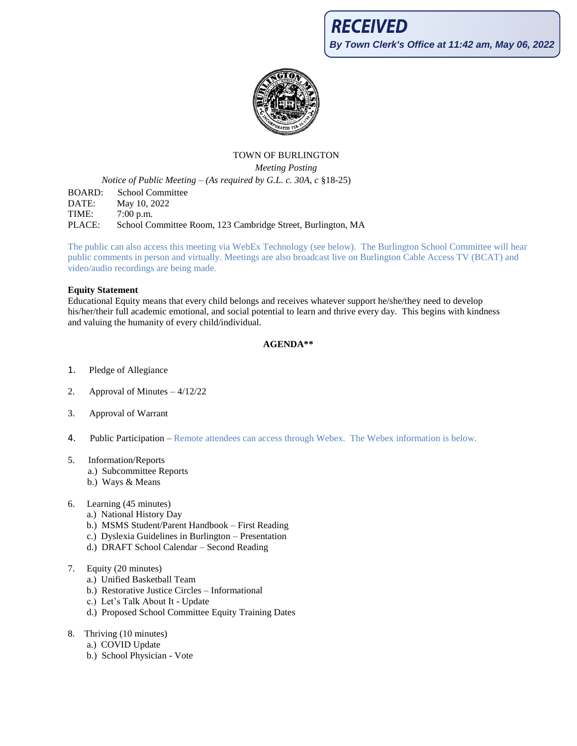**RECEIVED**

*By Town Clerk's Office at 11:42 am, May 06, 2022*

TOWN OF BURLINGTON

*Meeting Posting*

*Notice of Public Meeting – (As required by G.L. c. 30A, c* §18-25)

BOARD: School Committee
DATE: May 10, 2022
TIME: 7:00 p.m.
PLACE: School Committee Room, 123 Cambridge Street, Burlington, MA

The public can also access this meeting via WebEx Technology (see below). The Burlington School Committee will hear public comments in person and virtually. Meetings are also broadcast live on Burlington Cable Access TV (BCAT) and video/audio recordings are being made.

**Equity Statement**

Educational Equity means that every child belongs and receives whatever support he/she/they need to develop his/her/their full academic emotional, and social potential to learn and thrive every day. This begins with kindness and valuing the humanity of every child/individual.

**AGENDA****

1. Pledge of Allegiance

2. Approval of Minutes – 4/12/22

3. Approval of Warrant

4. Public Participation – Remote attendees can access through Webex. The Webex information is below.

5. Information/Reports
   a.) Subcommittee Reports
   b.) Ways & Means

6. Learning (45 minutes)
   a.) National History Day
   b.) MSMS Student/Parent Handbook – First Reading
   c.) Dyslexia Guidelines in Burlington – Presentation
   d.) DRAFT School Calendar – Second Reading

7. Equity (20 minutes)
   a.) Unified Basketball Team
   b.) Restorative Justice Circles – Informational
   c.) Let's Talk About It - Update
   d.) Proposed School Committee Equity Training Dates

8. Thriving (10 minutes)
   a.) COVID Update
   b.) School Physician - Vote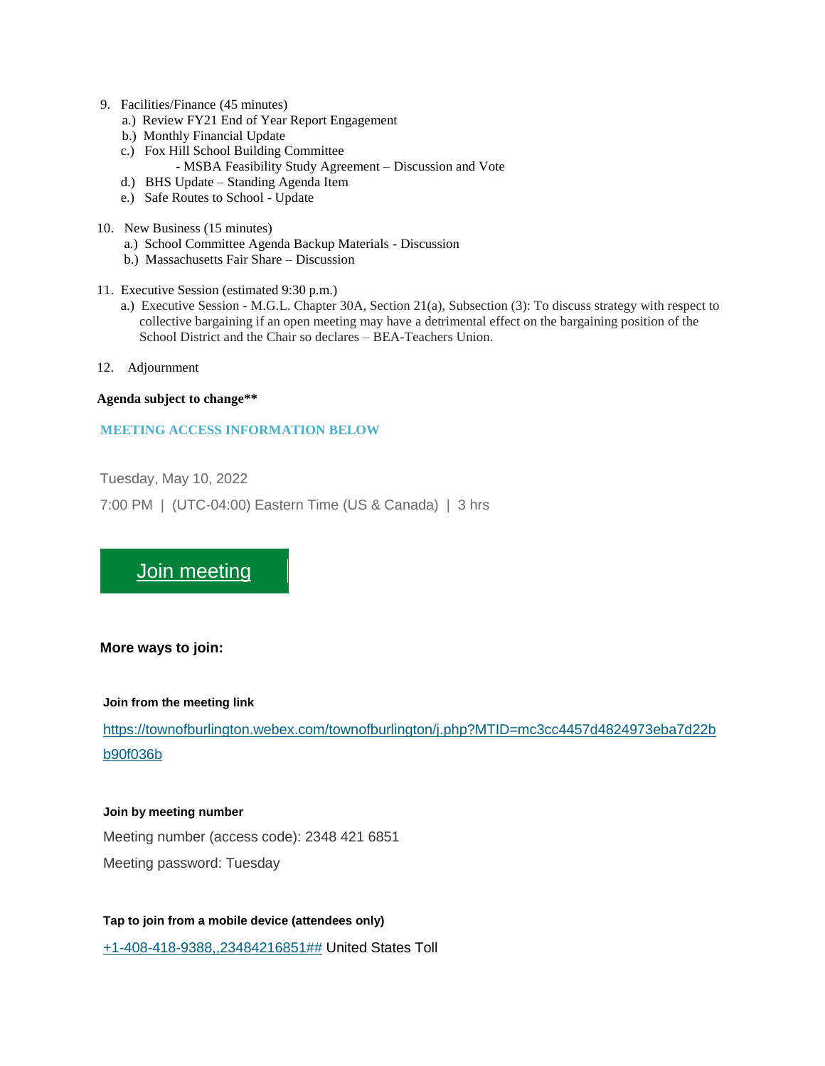9. Facilities/Finance (45 minutes)
   a.) Review FY21 End of Year Report Engagement
   b.) Monthly Financial Update
   c.) Fox Hill School Building Committee
       - MSBA Feasibility Study Agreement – Discussion and Vote
   d.) BHS Update – Standing Agenda Item
   e.) Safe Routes to School - Update

10. New Business (15 minutes)
    a.) School Committee Agenda Backup Materials - Discussion
    b.) Massachusetts Fair Share – Discussion

11. Executive Session (estimated 9:30 p.m.)
    a.) Executive Session - M.G.L. Chapter 30A, Section 21(a), Subsection (3): To discuss strategy with respect to collective bargaining if an open meeting may have a detrimental effect on the bargaining position of the School District and the Chair so declares – BEA-Teachers Union.

12. Adjournment

**Agenda subject to change**\*\***

**MEETING ACCESS INFORMATION BELOW**

Tuesday, May 10, 2022

7:00 PM | (UTC-04:00) Eastern Time (US & Canada) | 3 hrs

[Join meeting]

**More ways to join:**

**Join from the meeting link**

https://townofburlington.webex.com/townofburlington/j.php?MTID=mc3cc4457d4824973eba7d22bb90f036b

**Join by meeting number**

Meeting number (access code): 2348 421 6851

Meeting password: Tuesday

**Tap to join from a mobile device (attendees only)**

+1-408-418-9388,,23484216851## United States Toll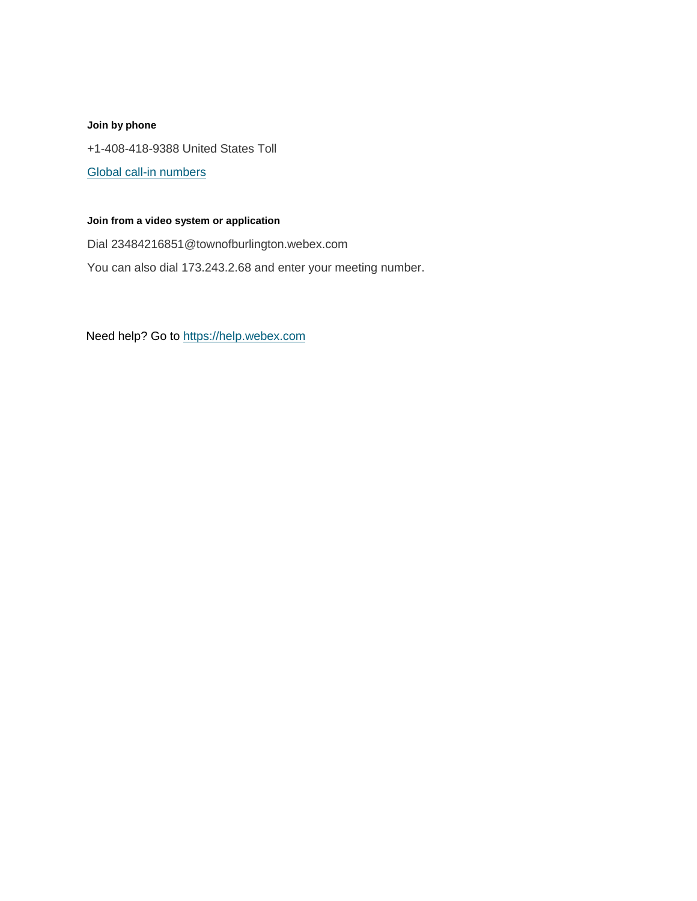**Join by phone**

+1-408-418-9388 United States Toll

[Global call-in numbers]

**Join from a video system or application**

Dial 23484216851@townofburlington.webex.com

You can also dial 173.243.2.68 and enter your meeting number.

Need help? Go to https://help.webex.com